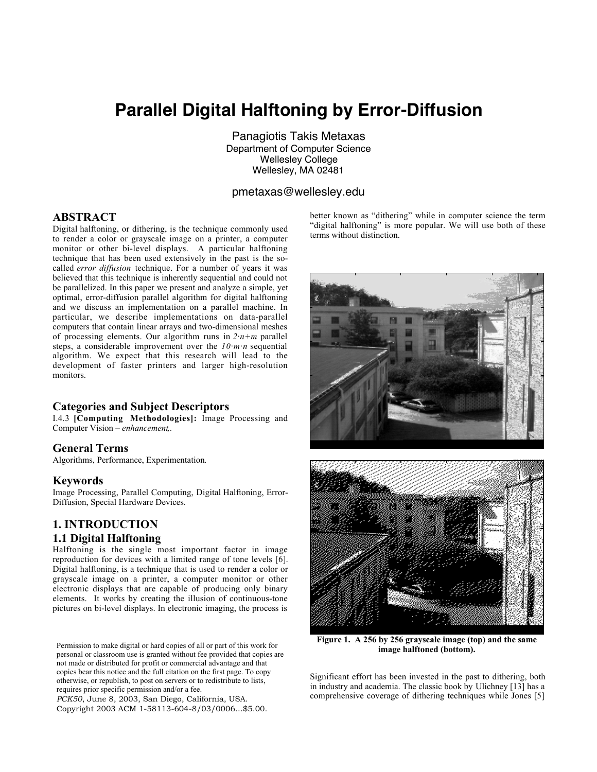# Parallel Digital Halftoning by Error-Diffusion

Panagiotis Takis Metaxas
Department of Computer Science
Wellesley College
Wellesley, MA 02481

pmetaxas@wellesley.edu

## ABSTRACT

Digital halftoning, or dithering, is the technique commonly used to render a color or grayscale image on a printer, a computer monitor or other bi-level displays. A particular halftoning technique that has been used extensively in the past is the so-called *error diffusion* technique. For a number of years it was believed that this technique is inherently sequential and could not be parallelized. In this paper we present and analyze a simple, yet optimal, error-diffusion parallel algorithm for digital halftoning and we discuss an implementation on a parallel machine. In particular, we describe implementations on data-parallel computers that contain linear arrays and two-dimensional meshes of processing elements. Our algorithm runs in $2 \cdot n+m$ parallel steps, a considerable improvement over the $10 \cdot m \cdot n$ sequential algorithm. We expect that this research will lead to the development of faster printers and larger high-resolution monitors.

### Categories and Subject Descriptors

I.4.3 **[Computing Methodologies]:** Image Processing and Computer Vision – *enhancement*,.

### General Terms

Algorithms, Performance, Experimentation.

### Keywords

Image Processing, Parallel Computing, Digital Halftoning, Error-Diffusion, Special Hardware Devices.

## 1. INTRODUCTION

### 1.1 Digital Halftoning

Halftoning is the single most important factor in image reproduction for devices with a limited range of tone levels [6]. Digital halftoning, is a technique that is used to render a color or grayscale image on a printer, a computer monitor or other electronic displays that are capable of producing only binary elements. It works by creating the illusion of continuous-tone pictures on bi-level displays. In electronic imaging, the process is better known as "dithering" while in computer science the term "digital halftoning" is more popular. We will use both of these terms without distinction.

**Figure 1. A 256 by 256 grayscale image (top) and the same image halftoned (bottom).**

Significant effort has been invested in the past to dithering, both in industry and academia. The classic book by Ulichney [13] has a comprehensive coverage of dithering techniques while Jones [5]

Permission to make digital or hard copies of all or part of this work for personal or classroom use is granted without fee provided that copies are not made or distributed for profit or commercial advantage and that copies bear this notice and the full citation on the first page. To copy otherwise, or republish, to post on servers or to redistribute to lists, requires prior specific permission and/or a fee.
*PCK50*, June 8, 2003, San Diego, California, USA.
Copyright 2003 ACM 1-58113-604-8/03/0006…$5.00.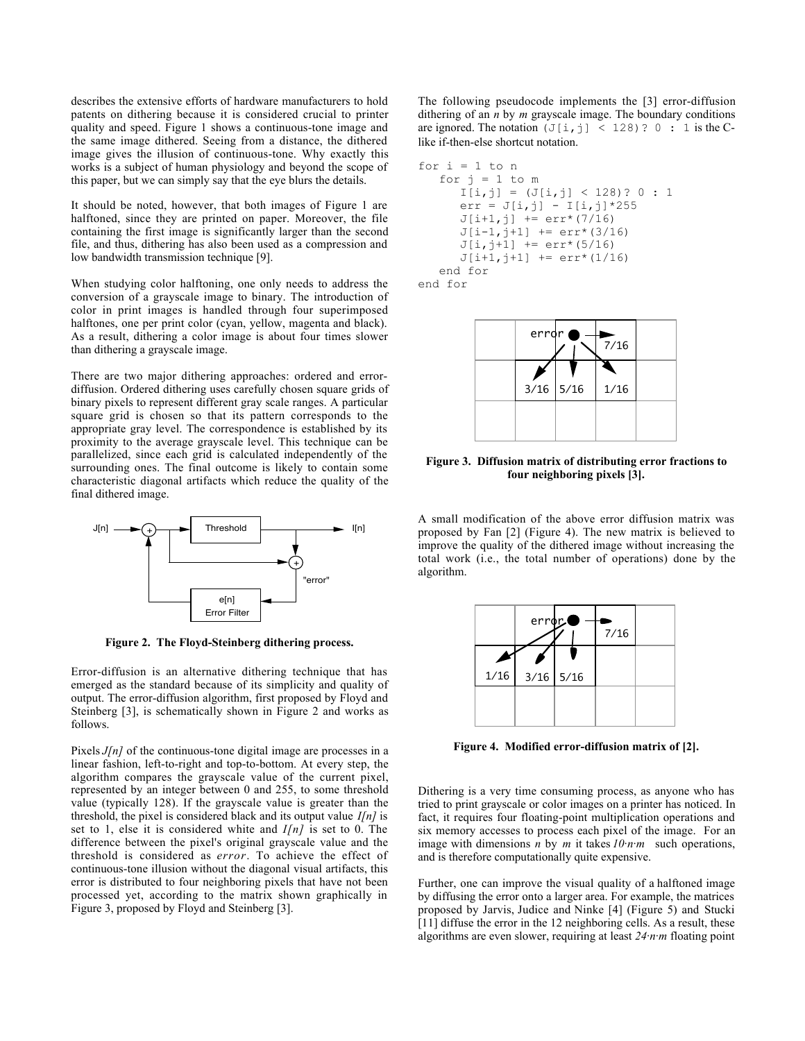describes the extensive efforts of hardware manufacturers to hold patents on dithering because it is considered crucial to printer quality and speed. Figure 1 shows a continuous-tone image and the same image dithered. Seeing from a distance, the dithered image gives the illusion of continuous-tone. Why exactly this works is a subject of human physiology and beyond the scope of this paper, but we can simply say that the eye blurs the details.

It should be noted, however, that both images of Figure 1 are halftoned, since they are printed on paper. Moreover, the file containing the first image is significantly larger than the second file, and thus, dithering has also been used as a compression and low bandwidth transmission technique [9].

When studying color halftoning, one only needs to address the conversion of a grayscale image to binary. The introduction of color in print images is handled through four superimposed halftones, one per print color (cyan, yellow, magenta and black). As a result, dithering a color image is about four times slower than dithering a grayscale image.

There are two major dithering approaches: ordered and error-diffusion. Ordered dithering uses carefully chosen square grids of binary pixels to represent different gray scale ranges. A particular square grid is chosen so that its pattern corresponds to the appropriate gray level. The correspondence is established by its proximity to the average grayscale level. This technique can be parallelized, since each grid is calculated independently of the surrounding ones. The final outcome is likely to contain some characteristic diagonal artifacts which reduce the quality of the final dithered image.

**Figure 2. The Floyd-Steinberg dithering process.**

Error-diffusion is an alternative dithering technique that has emerged as the standard because of its simplicity and quality of output. The error-diffusion algorithm, first proposed by Floyd and Steinberg [3], is schematically shown in Figure 2 and works as follows.

Pixels *J[n]* of the continuous-tone digital image are processes in a linear fashion, left-to-right and top-to-bottom. At every step, the algorithm compares the grayscale value of the current pixel, represented by an integer between 0 and 255, to some threshold value (typically 128). If the grayscale value is greater than the threshold, the pixel is considered black and its output value *I[n]* is set to 1, else it is considered white and *I[n]* is set to 0. The difference between the pixel's original grayscale value and the threshold is considered as *error*. To achieve the effect of continuous-tone illusion without the diagonal visual artifacts, this error is distributed to four neighboring pixels that have not been processed yet, according to the matrix shown graphically in Figure 3, proposed by Floyd and Steinberg [3].

The following pseudocode implements the [3] error-diffusion dithering of an *n* by *m* grayscale image. The boundary conditions are ignored. The notation `(J[i,j] < 128)? 0 : 1` is the C-like if-then-else shortcut notation.

```
for i = 1 to n
   for j = 1 to m
      I[i,j] = (J[i,j] < 128)? 0 : 1
      err = J[i,j] - I[i,j]*255
      J[i+1,j] += err*(7/16)
      J[i-1,j+1] += err*(3/16)
      J[i,j+1] += err*(5/16)
      J[i+1,j+1] += err*(1/16)
   end for
end for
```

**Figure 3. Diffusion matrix of distributing error fractions to four neighboring pixels [3].**

A small modification of the above error diffusion matrix was proposed by Fan [2] (Figure 4). The new matrix is believed to improve the quality of the dithered image without increasing the total work (i.e., the total number of operations) done by the algorithm.

**Figure 4. Modified error-diffusion matrix of [2].**

Dithering is a very time consuming process, as anyone who has tried to print grayscale or color images on a printer has noticed. In fact, it requires four floating-point multiplication operations and six memory accesses to process each pixel of the image. For an image with dimensions *n* by *m* it takes $10 \cdot n \cdot m$ such operations, and is therefore computationally quite expensive.

Further, one can improve the visual quality of a halftoned image by diffusing the error onto a larger area. For example, the matrices proposed by Jarvis, Judice and Ninke [4] (Figure 5) and Stucki [11] diffuse the error in the 12 neighboring cells. As a result, these algorithms are even slower, requiring at least $24 \cdot n \cdot m$ floating point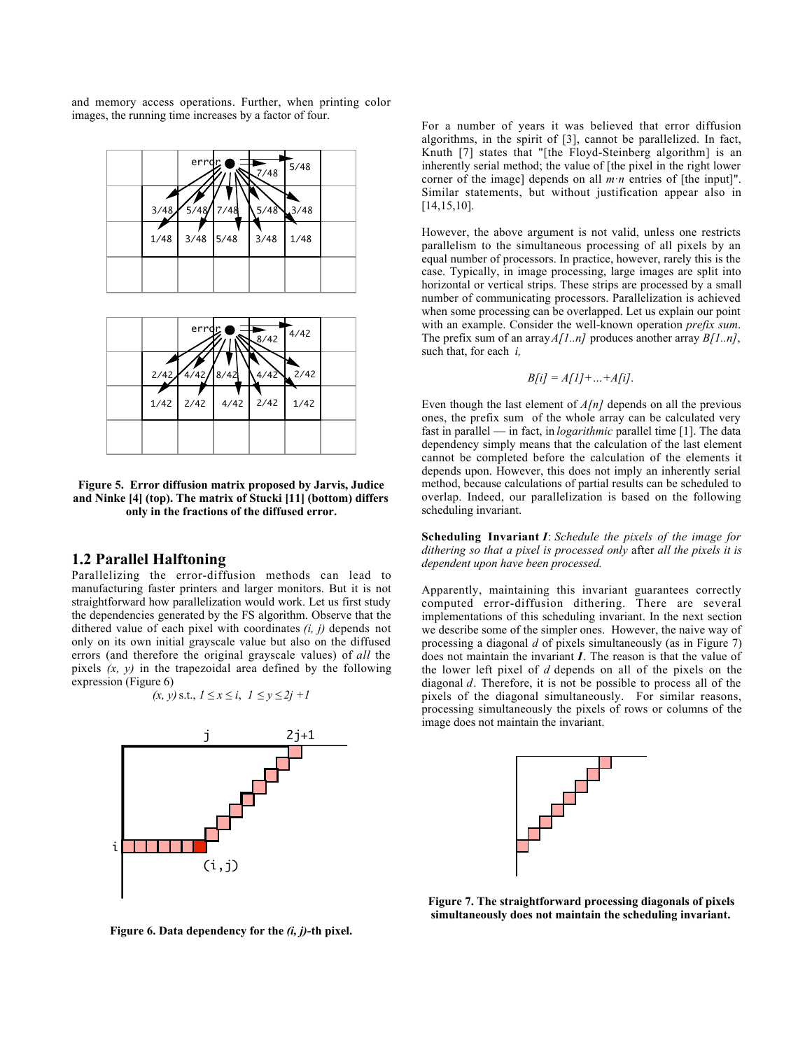and memory access operations. Further, when printing color images, the running time increases by a factor of four.

**Figure 5. Error diffusion matrix proposed by Jarvis, Judice and Ninke [4] (top). The matrix of Stucki [11] (bottom) differs only in the fractions of the diffused error.**

## 1.2 Parallel Halftoning

Parallelizing the error-diffusion methods can lead to manufacturing faster printers and larger monitors. But it is not straightforward how parallelization would work. Let us first study the dependencies generated by the FS algorithm. Observe that the dithered value of each pixel with coordinates *(i, j)* depends not only on its own initial grayscale value but also on the diffused errors (and therefore the original grayscale values) of *all* the pixels *(x, y)* in the trapezoidal area defined by the following expression (Figure 6)

$$(x, y) \text{ s.t., } 1 \leq x \leq i, \;\; 1 \leq y \leq 2j+1$$

**Figure 6. Data dependency for the *(i, j)*-th pixel.**

For a number of years it was believed that error diffusion algorithms, in the spirit of [3], cannot be parallelized. In fact, Knuth [7] states that "[the Floyd-Steinberg algorithm] is an inherently serial method; the value of [the pixel in the right lower corner of the image] depends on all $m \cdot n$ entries of [the input]". Similar statements, but without justification appear also in [14,15,10].

However, the above argument is not valid, unless one restricts parallelism to the simultaneous processing of all pixels by an equal number of processors. In practice, however, rarely this is the case. Typically, in image processing, large images are split into horizontal or vertical strips. These strips are processed by a small number of communicating processors. Parallelization is achieved when some processing can be overlapped. Let us explain our point with an example. Consider the well-known operation *prefix sum*. The prefix sum of an array *A[1..n]* produces another array *B[1..n]*, such that, for each *i,*

$$B[i] = A[1]+\ldots+A[i].$$

Even though the last element of *A[n]* depends on all the previous ones, the prefix sum of the whole array can be calculated very fast in parallel — in fact, in *logarithmic* parallel time [1]. The data dependency simply means that the calculation of the last element cannot be completed before the calculation of the elements it depends upon. However, this does not imply an inherently serial method, because calculations of partial results can be scheduled to overlap. Indeed, our parallelization is based on the following scheduling invariant.

**Scheduling Invariant *I***: *Schedule the pixels of the image for dithering so that a pixel is processed only* after *all the pixels it is dependent upon have been processed.*

Apparently, maintaining this invariant guarantees correctly computed error-diffusion dithering. There are several implementations of this scheduling invariant. In the next section we describe some of the simpler ones. However, the naive way of processing a diagonal *d* of pixels simultaneously (as in Figure 7) does not maintain the invariant ***I***. The reason is that the value of the lower left pixel of *d* depends on all of the pixels on the diagonal *d*. Therefore, it is not possible to process all of the pixels of the diagonal simultaneously. For similar reasons, processing simultaneously the pixels of rows or columns of the image does not maintain the invariant.

**Figure 7. The straightforward processing diagonals of pixels simultaneously does not maintain the scheduling invariant.**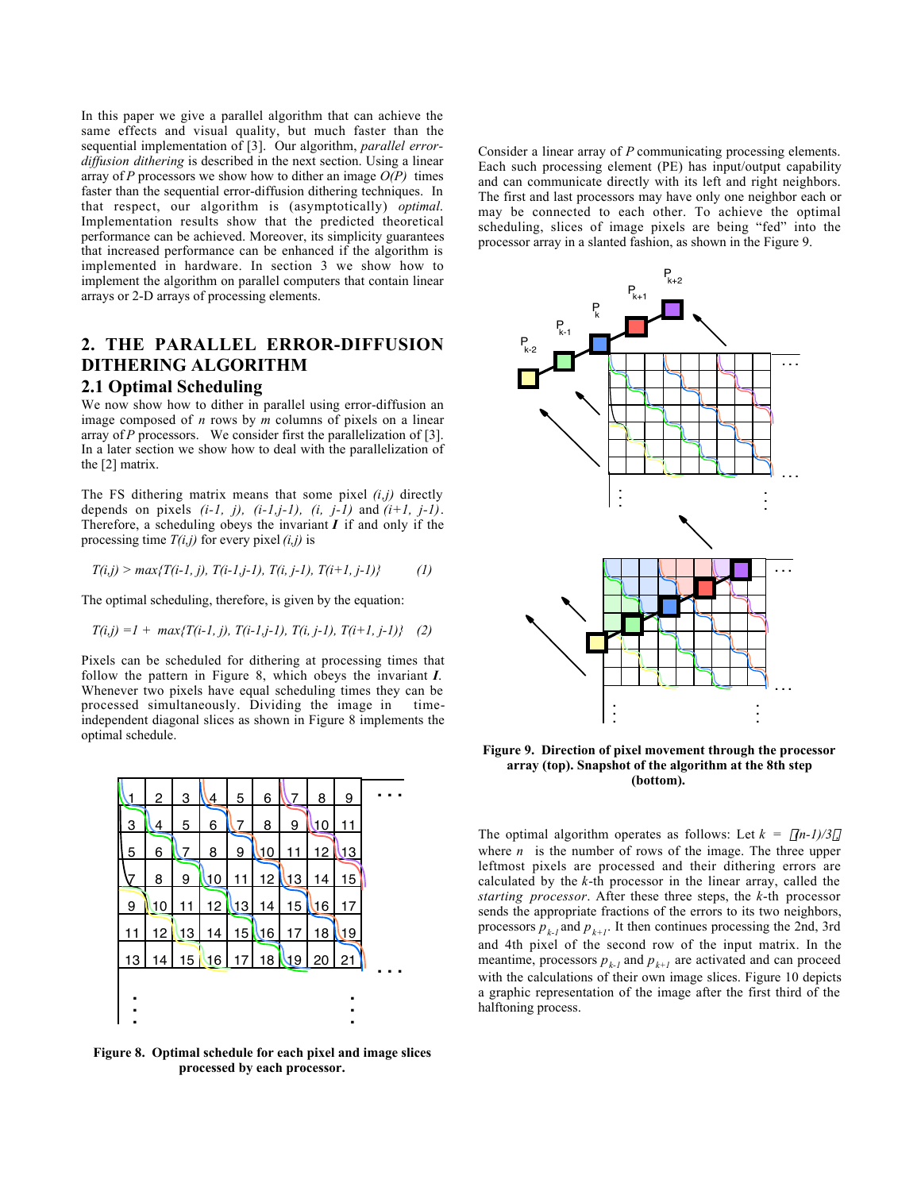In this paper we give a parallel algorithm that can achieve the same effects and visual quality, but much faster than the sequential implementation of [3]. Our algorithm, *parallel error-diffusion dithering* is described in the next section. Using a linear array of $P$ processors we show how to dither an image $O(P)$ times faster than the sequential error-diffusion dithering techniques. In that respect, our algorithm is (asymptotically) *optimal*. Implementation results show that the predicted theoretical performance can be achieved. Moreover, its simplicity guarantees that increased performance can be enhanced if the algorithm is implemented in hardware. In section 3 we show how to implement the algorithm on parallel computers that contain linear arrays or 2-D arrays of processing elements.

## 2. THE PARALLEL ERROR-DIFFUSION DITHERING ALGORITHM

### 2.1 Optimal Scheduling

We now show how to dither in parallel using error-diffusion an image composed of $n$ rows by $m$ columns of pixels on a linear array of $P$ processors. We consider first the parallelization of [3]. In a later section we show how to deal with the parallelization of the [2] matrix.

The FS dithering matrix means that some pixel $(i,j)$ directly depends on pixels $(i\text{-}1, j)$, $(i\text{-}1,j\text{-}1)$, $(i, j\text{-}1)$ and $(i+1, j\text{-}1)$. Therefore, a scheduling obeys the invariant $\boldsymbol{I}$ if and only if the processing time $T(i,j)$ for every pixel $(i,j)$ is

$$T(i,j) > \max\{T(i-1, j), T(i-1,j-1), T(i, j-1), T(i+1, j-1)\} \qquad (1)$$

The optimal scheduling, therefore, is given by the equation:

$$T(i,j) = 1 + \max\{T(i-1, j), T(i-1,j-1), T(i, j-1), T(i+1, j-1)\} \qquad (2)$$

Pixels can be scheduled for dithering at processing times that follow the pattern in Figure 8, which obeys the invariant $\boldsymbol{I}$. Whenever two pixels have equal scheduling times they can be processed simultaneously. Dividing the image in time-independent diagonal slices as shown in Figure 8 implements the optimal schedule.

| | | | | | | | | | |
|---|---|---|---|---|---|---|---|---|---|
| 1 | 2 | 3 | 4 | 5 | 6 | 7 | 8 | 9 | ... |
| 3 | 4 | 5 | 6 | 7 | 8 | 9 | 10 | 11 | |
| 5 | 6 | 7 | 8 | 9 | 10 | 11 | 12 | 13 | |
| 7 | 8 | 9 | 10 | 11 | 12 | 13 | 14 | 15 | |
| 9 | 10 | 11 | 12 | 13 | 14 | 15 | 16 | 17 | |
| 11 | 12 | 13 | 14 | 15 | 16 | 17 | 18 | 19 | |
| 13 | 14 | 15 | 16 | 17 | 18 | 19 | 20 | 21 | ... |
| ⋮ | | | | | | | | ⋮ | |

**Figure 8. Optimal schedule for each pixel and image slices processed by each processor.**

Consider a linear array of $P$ communicating processing elements. Each such processing element (PE) has input/output capability and can communicate directly with its left and right neighbors. The first and last processors may have only one neighbor each or may be connected to each other. To achieve the optimal scheduling, slices of image pixels are being "fed" into the processor array in a slanted fashion, as shown in the Figure 9.

**Figure 9. Direction of pixel movement through the processor array (top). Snapshot of the algorithm at the 8th step (bottom).**

The optimal algorithm operates as follows: Let $k = \lceil (n-1)/3 \rceil$ where $n$ is the number of rows of the image. The three upper leftmost pixels are processed and their dithering errors are calculated by the $k$-th processor in the linear array, called the *starting processor*. After these three steps, the $k$-th processor sends the appropriate fractions of the errors to its two neighbors, processors $p_{k-1}$ and $p_{k+1}$. It then continues processing the 2nd, 3rd and 4th pixel of the second row of the input matrix. In the meantime, processors $p_{k-1}$ and $p_{k+1}$ are activated and can proceed with the calculations of their own image slices. Figure 10 depicts a graphic representation of the image after the first third of the halftoning process.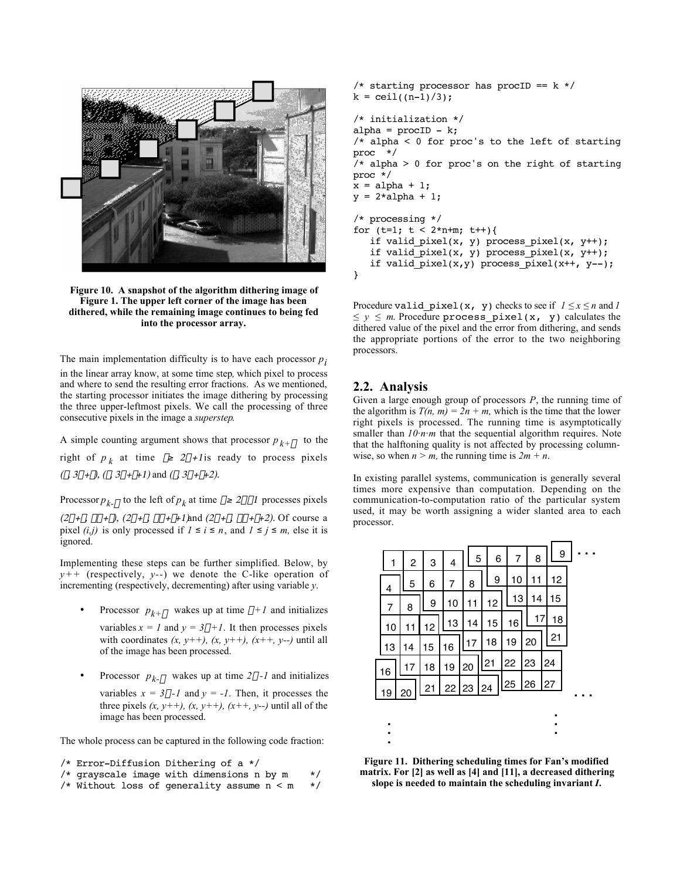Figure 10. A snapshot of the algorithm dithering image of Figure 1. The upper left corner of the image has been dithered, while the remaining image continues to being fed into the processor array.

The main implementation difficulty is to have each processor $p_i$ in the linear array know, at some time step, which pixel to process and where to send the resulting error fractions. As we mentioned, the starting processor initiates the image dithering by processing the three upper-leftmost pixels. We call the processing of three consecutive pixels in the image a *superstep*.

A simple counting argument shows that processor $p_{k+\alpha}$ to the right of $p_k$ at time $\geq 2\alpha+1$ is ready to process pixels $(\alpha, 3\alpha+\alpha)$, $(\alpha, 3\alpha+\alpha+1)$ and $(\alpha, 3\alpha+\alpha+2)$.

Processor $p_{k-\alpha}$ to the left of $p_k$ at time $\geq 2\alpha-1$ processes pixels $(2\alpha+\alpha, \alpha+\alpha)$, $(2\alpha+\alpha, \alpha+\alpha+1)$ and $(2\alpha+\alpha, \alpha+\alpha+2)$. Of course a pixel $(i,j)$ is only processed if $1 \leq i \leq n$, and $1 \leq j \leq m$, else it is ignored.

Implementing these steps can be further simplified. Below, by *y++* (respectively, *y--*) we denote the C-like operation of incrementing (respectively, decrementing) after using variable *y*.

- Processor $p_{k+\alpha}$ wakes up at time $\alpha+1$ and initializes variables $x = 1$ and $y = 3\alpha+1$. It then processes pixels with coordinates *(x, y++), (x, y++), (x++, y--)* until all of the image has been processed.
- Processor $p_{k-\alpha}$ wakes up at time $2\alpha-1$ and initializes variables $x = 3\alpha-1$ and $y = -1$. Then, it processes the three pixels *(x, y++), (x, y++), (x++, y--)* until all of the image has been processed.

The whole process can be captured in the following code fraction:

```
/* Error-Diffusion Dithering of a */
/* grayscale image with dimensions n by m     */
/* Without loss of generality assume n < m    */
/* starting processor has procID == k */
k = ceil((n-1)/3);

/* initialization */
alpha = procID - k;
/* alpha < 0 for proc's to the left of starting
proc  */
/* alpha > 0 for proc's on the right of starting
proc */
x = alpha + 1;
y = 2*alpha + 1;

/* processing */
for (t=1; t < 2*n+m; t++){
   if valid_pixel(x, y) process_pixel(x, y++);
   if valid_pixel(x, y) process_pixel(x, y++);
   if valid_pixel(x,y) process_pixel(x++, y--);
}
```

Procedure `valid_pixel(x, y)` checks to see if $1 \leq x \leq n$ and $1 \leq y \leq m$. Procedure `process_pixel(x, y)` calculates the dithered value of the pixel and the error from dithering, and sends the appropriate portions of the error to the two neighboring processors.

## 2.2. Analysis

Given a large enough group of processors *P*, the running time of the algorithm is $T(n, m) = 2n + m$, which is the time that the lower right pixels is processed. The running time is asymptotically smaller than $10 \cdot n \cdot m$ that the sequential algorithm requires. Note that the halftoning quality is not affected by processing column-wise, so when $n > m$, the running time is $2m + n$.

In existing parallel systems, communication is generally several times more expensive than computation. Depending on the communication-to-computation ratio of the particular system used, it may be worth assigning a wider slanted area to each processor.

Figure 11. Dithering scheduling times for Fan's modified matrix. For [2] as well as [4] and [11], a decreased dithering slope is needed to maintain the scheduling invariant *I*.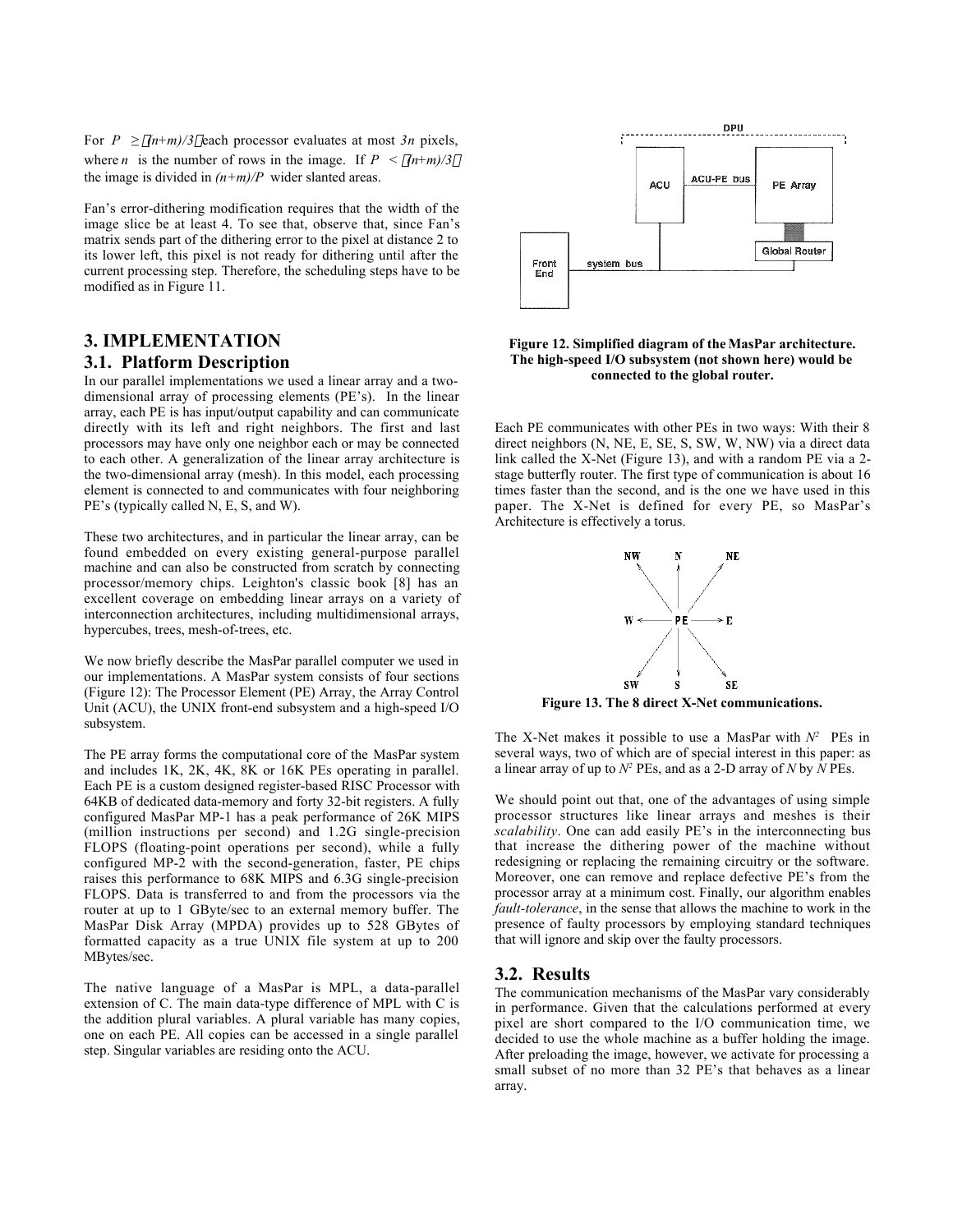For $P \geq \lceil(n+m)/3\rceil$ each processor evaluates at most $3n$ pixels, where $n$ is the number of rows in the image. If $P < \lceil(n+m)/3\rceil$ the image is divided in $(n+m)/P$ wider slanted areas.

Fan's error-dithering modification requires that the width of the image slice be at least 4. To see that, observe that, since Fan's matrix sends part of the dithering error to the pixel at distance 2 to its lower left, this pixel is not ready for dithering until after the current processing step. Therefore, the scheduling steps have to be modified as in Figure 11.

# 3. IMPLEMENTATION

## 3.1. Platform Description

In our parallel implementations we used a linear array and a two-dimensional array of processing elements (PE's). In the linear array, each PE is has input/output capability and can communicate directly with its left and right neighbors. The first and last processors may have only one neighbor each or may be connected to each other. A generalization of the linear array architecture is the two-dimensional array (mesh). In this model, each processing element is connected to and communicates with four neighboring PE's (typically called N, E, S, and W).

These two architectures, and in particular the linear array, can be found embedded on every existing general-purpose parallel machine and can also be constructed from scratch by connecting processor/memory chips. Leighton's classic book [8] has an excellent coverage on embedding linear arrays on a variety of interconnection architectures, including multidimensional arrays, hypercubes, trees, mesh-of-trees, etc.

We now briefly describe the MasPar parallel computer we used in our implementations. A MasPar system consists of four sections (Figure 12): The Processor Element (PE) Array, the Array Control Unit (ACU), the UNIX front-end subsystem and a high-speed I/O subsystem.

The PE array forms the computational core of the MasPar system and includes 1K, 2K, 4K, 8K or 16K PEs operating in parallel. Each PE is a custom designed register-based RISC Processor with 64KB of dedicated data-memory and forty 32-bit registers. A fully configured MasPar MP-1 has a peak performance of 26K MIPS (million instructions per second) and 1.2G single-precision FLOPS (floating-point operations per second), while a fully configured MP-2 with the second-generation, faster, PE chips raises this performance to 68K MIPS and 6.3G single-precision FLOPS. Data is transferred to and from the processors via the router at up to 1 GByte/sec to an external memory buffer. The MasPar Disk Array (MPDA) provides up to 528 GBytes of formatted capacity as a true UNIX file system at up to 200 MBytes/sec.

The native language of a MasPar is MPL, a data-parallel extension of C. The main data-type difference of MPL with C is the addition plural variables. A plural variable has many copies, one on each PE. All copies can be accessed in a single parallel step. Singular variables are residing onto the ACU.

**Figure 12. Simplified diagram of the MasPar architecture. The high-speed I/O subsystem (not shown here) would be connected to the global router.**

Each PE communicates with other PEs in two ways: With their 8 direct neighbors (N, NE, E, SE, S, SW, W, NW) via a direct data link called the X-Net (Figure 13), and with a random PE via a 2-stage butterfly router. The first type of communication is about 16 times faster than the second, and is the one we have used in this paper. The X-Net is defined for every PE, so MasPar's Architecture is effectively a torus.

**Figure 13. The 8 direct X-Net communications.**

The X-Net makes it possible to use a MasPar with $N^2$ PEs in several ways, two of which are of special interest in this paper: as a linear array of up to $N^2$ PEs, and as a 2-D array of $N$ by $N$ PEs.

We should point out that, one of the advantages of using simple processor structures like linear arrays and meshes is their *scalability*. One can add easily PE's in the interconnecting bus that increase the dithering power of the machine without redesigning or replacing the remaining circuitry or the software. Moreover, one can remove and replace defective PE's from the processor array at a minimum cost. Finally, our algorithm enables *fault-tolerance*, in the sense that allows the machine to work in the presence of faulty processors by employing standard techniques that will ignore and skip over the faulty processors.

## 3.2. Results

The communication mechanisms of the MasPar vary considerably in performance. Given that the calculations performed at every pixel are short compared to the I/O communication time, we decided to use the whole machine as a buffer holding the image. After preloading the image, however, we activate for processing a small subset of no more than 32 PE's that behaves as a linear array.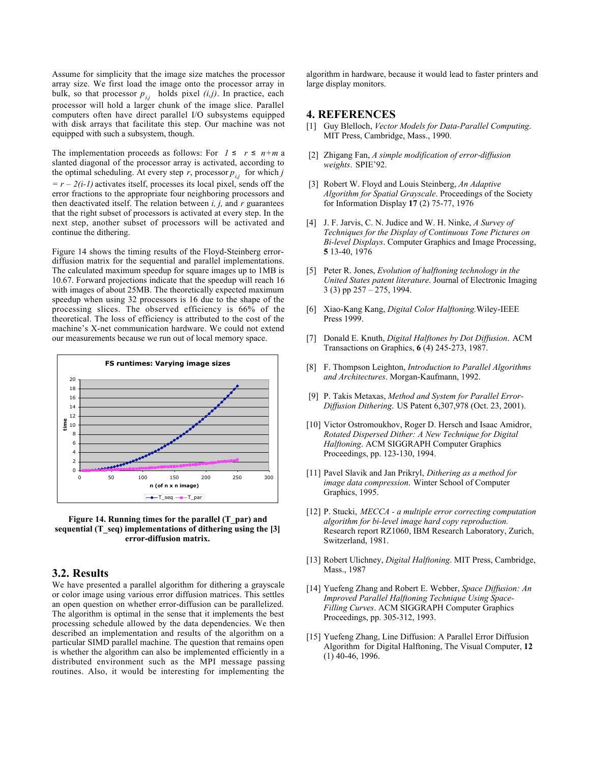Assume for simplicity that the image size matches the processor array size. We first load the image onto the processor array in bulk, so that processor $p_{i,j}$ holds pixel *(i,j)*. In practice, each processor will hold a larger chunk of the image slice. Parallel computers often have direct parallel I/O subsystems equipped with disk arrays that facilitate this step. Our machine was not equipped with such a subsystem, though.

The implementation proceeds as follows: For $1 \le r \le n+m$ a slanted diagonal of the processor array is activated, according to the optimal scheduling. At every step *r*, processor $p_{i,j}$ for which $j = r - 2(i-1)$ activates itself, processes its local pixel, sends off the error fractions to the appropriate four neighboring processors and then deactivated itself. The relation between *i, j,* and *r* guarantees that the right subset of processors is activated at every step. In the next step, another subset of processors will be activated and continue the dithering.

Figure 14 shows the timing results of the Floyd-Steinberg error-diffusion matrix for the sequential and parallel implementations. The calculated maximum speedup for square images up to 1MB is 10.67. Forward projections indicate that the speedup will reach 16 with images of about 25MB. The theoretically expected maximum speedup when using 32 processors is 16 due to the shape of the processing slices. The observed efficiency is 66% of the theoretical. The loss of efficiency is attributed to the cost of the machine's X-net communication hardware. We could not extend our measurements because we run out of local memory space.

FS runtimes: Varying image sizes

time

20
18
16
14
12
10
8
6
4
2
0

0 50 100 150 200 250 300

n (of n x n image)

T_seq T_par

**Figure 14. Running times for the parallel (T_par) and sequential (T_seq) implementations of dithering using the [3] error-diffusion matrix.**

## 3.2. Results

We have presented a parallel algorithm for dithering a grayscale or color image using various error diffusion matrices. This settles an open question on whether error-diffusion can be parallelized. The algorithm is optimal in the sense that it implements the best processing schedule allowed by the data dependencies. We then described an implementation and results of the algorithm on a particular SIMD parallel machine. The question that remains open is whether the algorithm can also be implemented efficiently in a distributed environment such as the MPI message passing routines. Also, it would be interesting for implementing the algorithm in hardware, because it would lead to faster printers and large display monitors.

# 4. REFERENCES

[1] Guy Blelloch, *Vector Models for Data-Parallel Computing*. MIT Press, Cambridge, Mass., 1990.

[2] Zhigang Fan, *A simple modification of error-diffusion weights*. SPIE'92.

[3] Robert W. Floyd and Louis Steinberg, *An Adaptive Algorithm for Spatial Grayscale*. Proceedings of the Society for Information Display **17** (2) 75-77, 1976

[4] J. F. Jarvis, C. N. Judice and W. H. Ninke, *A Survey of Techniques for the Display of Continuous Tone Pictures on Bi-level Displays*. Computer Graphics and Image Processing, **5** 13-40, 1976

[5] Peter R. Jones, *Evolution of halftoning technology in the United States patent literature*. Journal of Electronic Imaging 3 (3) pp 257 – 275, 1994.

[6] Xiao-Kang Kang, *Digital Color Halftoning.*Wiley-IEEE Press 1999.

[7] Donald E. Knuth, *Digital Halftones by Dot Diffusion*. ACM Transactions on Graphics, **6** (4) 245-273, 1987.

[8] F. Thompson Leighton, *Introduction to Parallel Algorithms and Architectures*. Morgan-Kaufmann, 1992.

[9] P. Takis Metaxas, *Method and System for Parallel Error-Diffusion Dithering*. US Patent 6,307,978 (Oct. 23, 2001).

[10] Victor Ostromoukhov, Roger D. Hersch and Isaac Amidror, *Rotated Dispersed Dither: A New Technique for Digital Halftoning*. ACM SIGGRAPH Computer Graphics Proceedings, pp. 123-130, 1994.

[11] Pavel Slavik and Jan Prikryl, *Dithering as a method for image data compression*. Winter School of Computer Graphics, 1995.

[12] P. Stucki, *MECCA - a multiple error correcting computation algorithm for bi-level image hard copy reproduction.* Research report RZ1060, IBM Research Laboratory, Zurich, Switzerland, 1981.

[13] Robert Ulichney, *Digital Halftoning*. MIT Press, Cambridge, Mass., 1987

[14] Yuefeng Zhang and Robert E. Webber, *Space Diffusion: An Improved Parallel Halftoning Technique Using Space-Filling Curves*. ACM SIGGRAPH Computer Graphics Proceedings, pp. 305-312, 1993.

[15] Yuefeng Zhang, Line Diffusion: A Parallel Error Diffusion Algorithm for Digital Halftoning, The Visual Computer, **12** (1) 40-46, 1996.